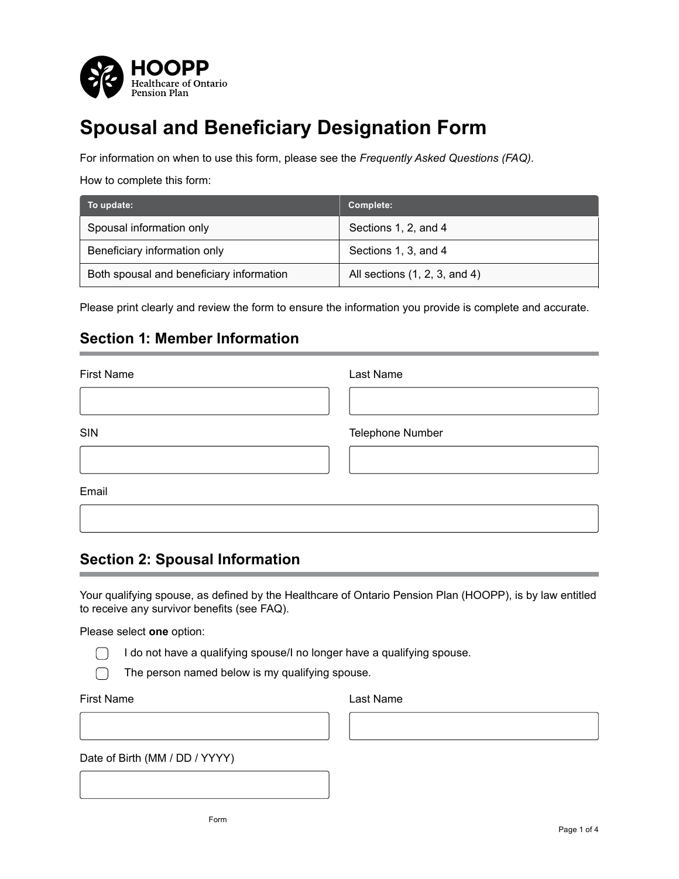HOOPP
Healthcare of Ontario Pension Plan

# Spousal and Beneficiary Designation Form

For information on when to use this form, please see the *Frequently Asked Questions (FAQ)*.

How to complete this form:

| To update: | Complete: |
| --- | --- |
| Spousal information only | Sections 1, 2, and 4 |
| Beneficiary information only | Sections 1, 3, and 4 |
| Both spousal and beneficiary information | All sections (1, 2, 3, and 4) |

Please print clearly and review the form to ensure the information you provide is complete and accurate.

## Section 1: Member Information

First Name

Last Name

SIN

Telephone Number

Email

## Section 2: Spousal Information

Your qualifying spouse, as defined by the Healthcare of Ontario Pension Plan (HOOPP), is by law entitled to receive any survivor benefits (see FAQ).

Please select **one** option:

- ☐ I do not have a qualifying spouse/I no longer have a qualifying spouse.
- ☐ The person named below is my qualifying spouse.

First Name

Last Name

Date of Birth (MM / DD / YYYY)

Form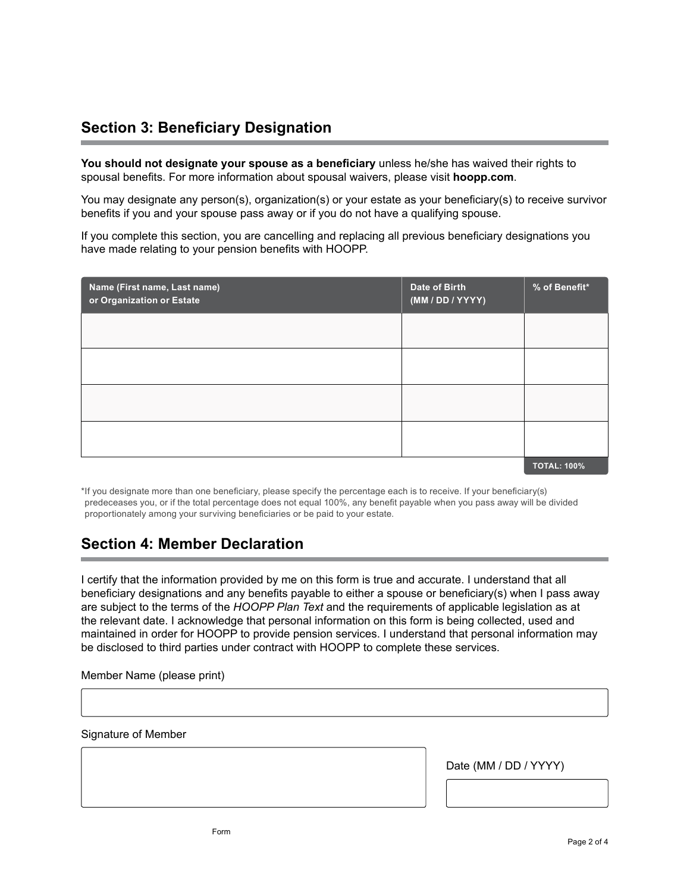## Section 3: Beneficiary Designation

**You should not designate your spouse as a beneficiary** unless he/she has waived their rights to spousal benefits. For more information about spousal waivers, please visit **hoopp.com**.

You may designate any person(s), organization(s) or your estate as your beneficiary(s) to receive survivor benefits if you and your spouse pass away or if you do not have a qualifying spouse.

If you complete this section, you are cancelling and replacing all previous beneficiary designations you have made relating to your pension benefits with HOOPP.

| Name (First name, Last name) or Organization or Estate | Date of Birth (MM / DD / YYYY) | % of Benefit* |
|---|---|---|
| | | |
| | | |
| | | |
| | | |
| | | TOTAL: 100% |

*If you designate more than one beneficiary, please specify the percentage each is to receive. If your beneficiary(s) predeceases you, or if the total percentage does not equal 100%, any benefit payable when you pass away will be divided proportionately among your surviving beneficiaries or be paid to your estate.

## Section 4: Member Declaration

I certify that the information provided by me on this form is true and accurate. I understand that all beneficiary designations and any benefits payable to either a spouse or beneficiary(s) when I pass away are subject to the terms of the *HOOPP Plan Text* and the requirements of applicable legislation as at the relevant date. I acknowledge that personal information on this form is being collected, used and maintained in order for HOOPP to provide pension services. I understand that personal information may be disclosed to third parties under contract with HOOPP to complete these services.

Member Name (please print)

Signature of Member

Date (MM / DD / YYYY)

Form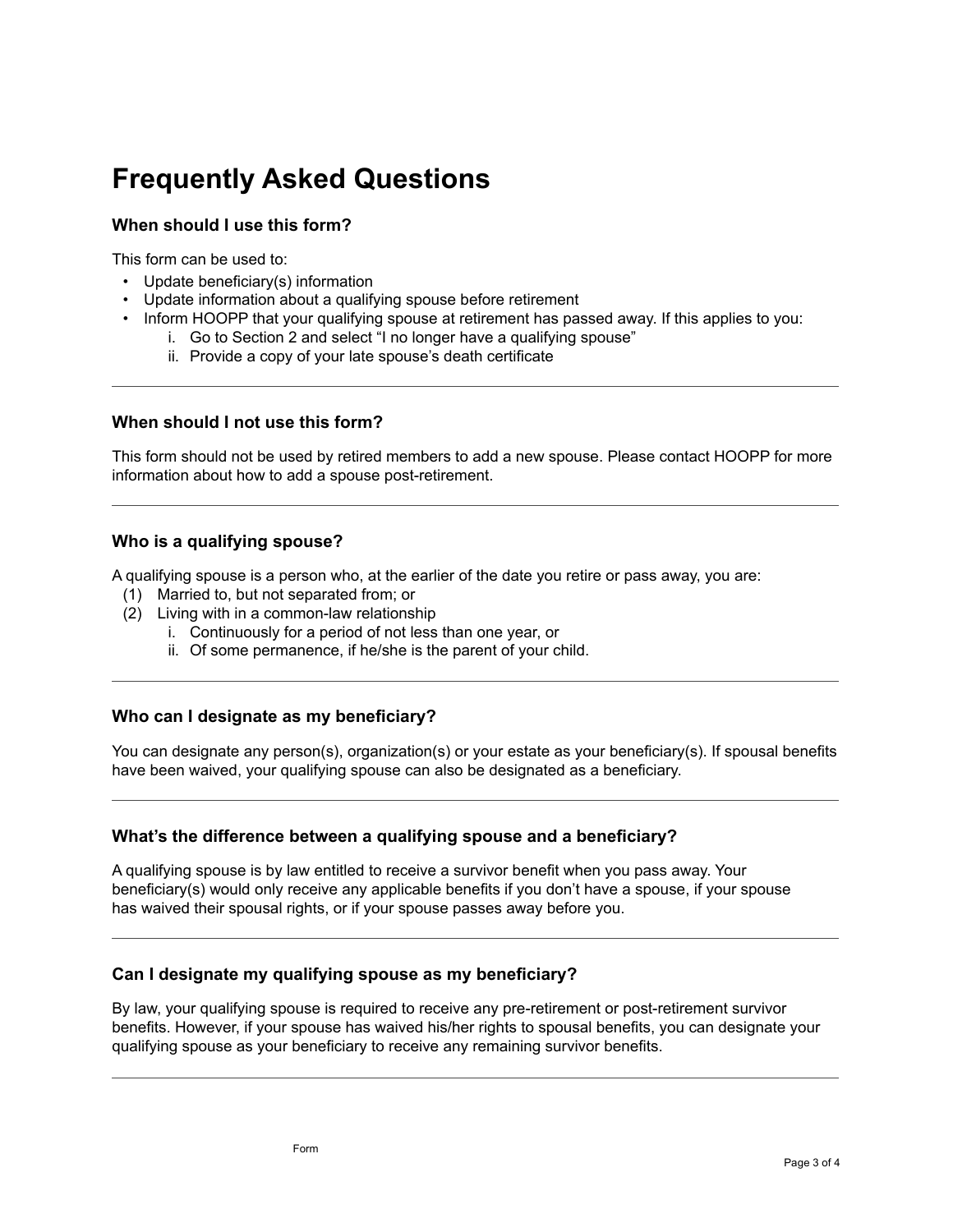# Frequently Asked Questions

### When should I use this form?

This form can be used to:

- Update beneficiary(s) information
- Update information about a qualifying spouse before retirement
- Inform HOOPP that your qualifying spouse at retirement has passed away. If this applies to you:
    i. Go to Section 2 and select "I no longer have a qualifying spouse"
    ii. Provide a copy of your late spouse's death certificate

---

### When should I not use this form?

This form should not be used by retired members to add a new spouse. Please contact HOOPP for more information about how to add a spouse post-retirement.

---

### Who is a qualifying spouse?

A qualifying spouse is a person who, at the earlier of the date you retire or pass away, you are:

(1) Married to, but not separated from; or
(2) Living with in a common-law relationship
    i. Continuously for a period of not less than one year, or
    ii. Of some permanence, if he/she is the parent of your child.

---

### Who can I designate as my beneficiary?

You can designate any person(s), organization(s) or your estate as your beneficiary(s). If spousal benefits have been waived, your qualifying spouse can also be designated as a beneficiary.

---

### What's the difference between a qualifying spouse and a beneficiary?

A qualifying spouse is by law entitled to receive a survivor benefit when you pass away. Your beneficiary(s) would only receive any applicable benefits if you don't have a spouse, if your spouse has waived their spousal rights, or if your spouse passes away before you.

---

### Can I designate my qualifying spouse as my beneficiary?

By law, your qualifying spouse is required to receive any pre-retirement or post-retirement survivor benefits. However, if your spouse has waived his/her rights to spousal benefits, you can designate your qualifying spouse as your beneficiary to receive any remaining survivor benefits.

---

Form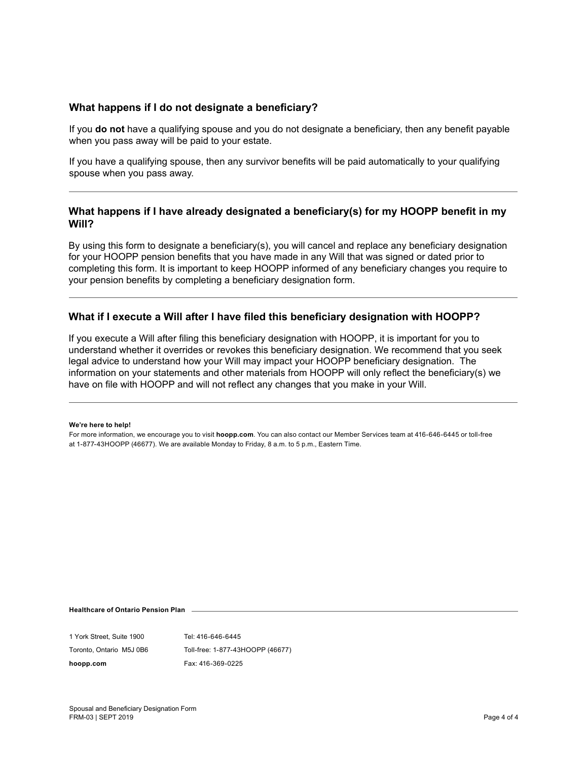## What happens if I do not designate a beneficiary?

If you **do not** have a qualifying spouse and you do not designate a beneficiary, then any benefit payable when you pass away will be paid to your estate.

If you have a qualifying spouse, then any survivor benefits will be paid automatically to your qualifying spouse when you pass away.

---

## What happens if I have already designated a beneficiary(s) for my HOOPP benefit in my Will?

By using this form to designate a beneficiary(s), you will cancel and replace any beneficiary designation for your HOOPP pension benefits that you have made in any Will that was signed or dated prior to completing this form. It is important to keep HOOPP informed of any beneficiary changes you require to your pension benefits by completing a beneficiary designation form.

---

## What if I execute a Will after I have filed this beneficiary designation with HOOPP?

If you execute a Will after filing this beneficiary designation with HOOPP, it is important for you to understand whether it overrides or revokes this beneficiary designation. We recommend that you seek legal advice to understand how your Will may impact your HOOPP beneficiary designation. The information on your statements and other materials from HOOPP will only reflect the beneficiary(s) we have on file with HOOPP and will not reflect any changes that you make in your Will.

---

**We're here to help!**

For more information, we encourage you to visit **hoopp.com**. You can also contact our Member Services team at 416-646-6445 or toll-free at 1-877-43HOOPP (46677). We are available Monday to Friday, 8 a.m. to 5 p.m., Eastern Time.

**Healthcare of Ontario Pension Plan**

| | |
|---|---|
| 1 York Street, Suite 1900 | Tel: 416-646-6445 |
| Toronto, Ontario M5J 0B6 | Toll-free: 1-877-43HOOPP (46677) |
| **hoopp.com** | Fax: 416-369-0225 |

Spousal and Beneficiary Designation Form
FRM-03 | SEPT 2019